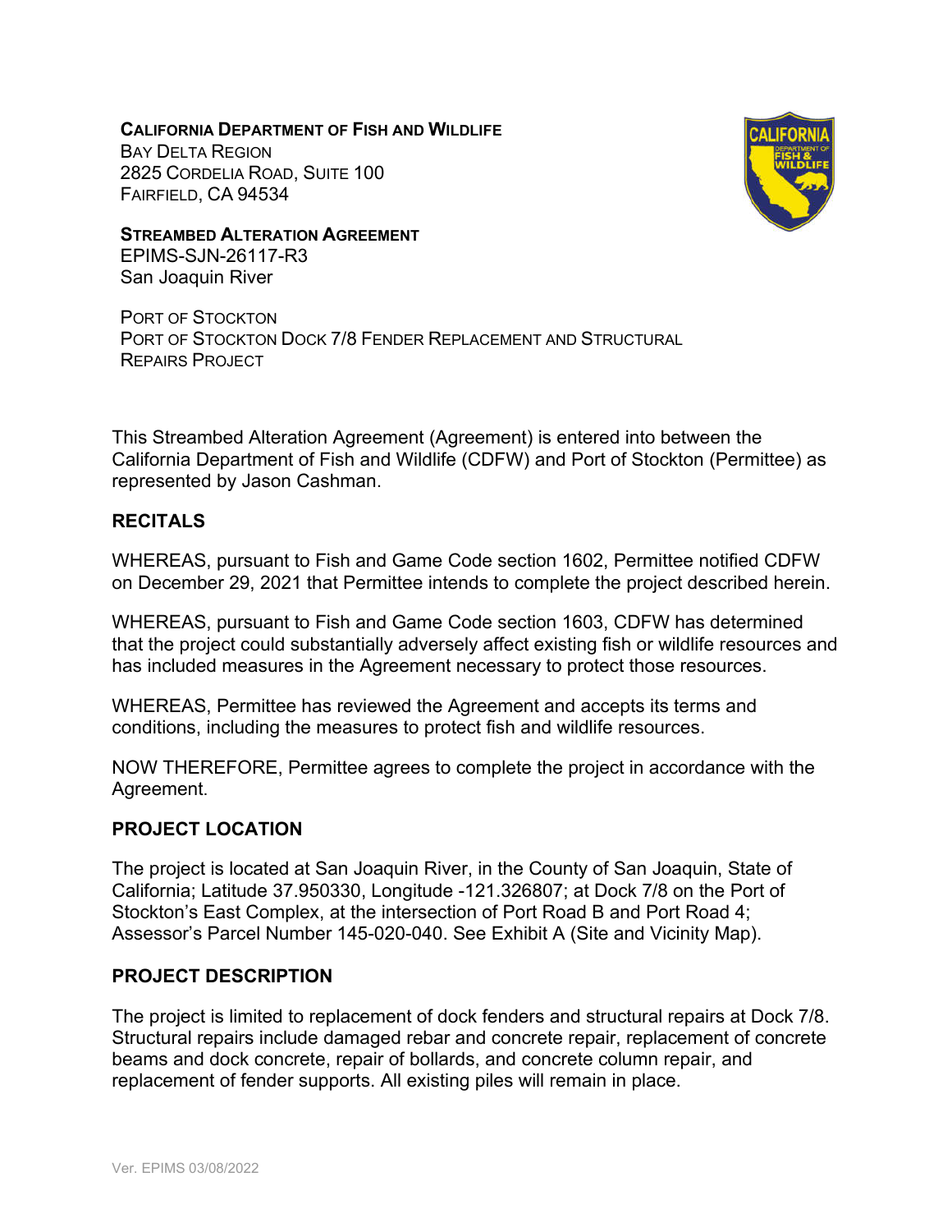**CALIFORNIA DEPARTMENT OF FISH AND WILDLIFE**
BAY DELTA REGION
2825 CORDELIA ROAD, SUITE 100
FAIRFIELD, CA 94534

**STREAMBED ALTERATION AGREEMENT**
EPIMS-SJN-26117-R3
San Joaquin River

PORT OF STOCKTON
PORT OF STOCKTON DOCK 7/8 FENDER REPLACEMENT AND STRUCTURAL REPAIRS PROJECT

This Streambed Alteration Agreement (Agreement) is entered into between the California Department of Fish and Wildlife (CDFW) and Port of Stockton (Permittee) as represented by Jason Cashman.

## RECITALS

WHEREAS, pursuant to Fish and Game Code section 1602, Permittee notified CDFW on December 29, 2021 that Permittee intends to complete the project described herein.

WHEREAS, pursuant to Fish and Game Code section 1603, CDFW has determined that the project could substantially adversely affect existing fish or wildlife resources and has included measures in the Agreement necessary to protect those resources.

WHEREAS, Permittee has reviewed the Agreement and accepts its terms and conditions, including the measures to protect fish and wildlife resources.

NOW THEREFORE, Permittee agrees to complete the project in accordance with the Agreement.

## PROJECT LOCATION

The project is located at San Joaquin River, in the County of San Joaquin, State of California; Latitude 37.950330, Longitude -121.326807; at Dock 7/8 on the Port of Stockton's East Complex, at the intersection of Port Road B and Port Road 4; Assessor's Parcel Number 145-020-040. See Exhibit A (Site and Vicinity Map).

## PROJECT DESCRIPTION

The project is limited to replacement of dock fenders and structural repairs at Dock 7/8. Structural repairs include damaged rebar and concrete repair, replacement of concrete beams and dock concrete, repair of bollards, and concrete column repair, and replacement of fender supports. All existing piles will remain in place.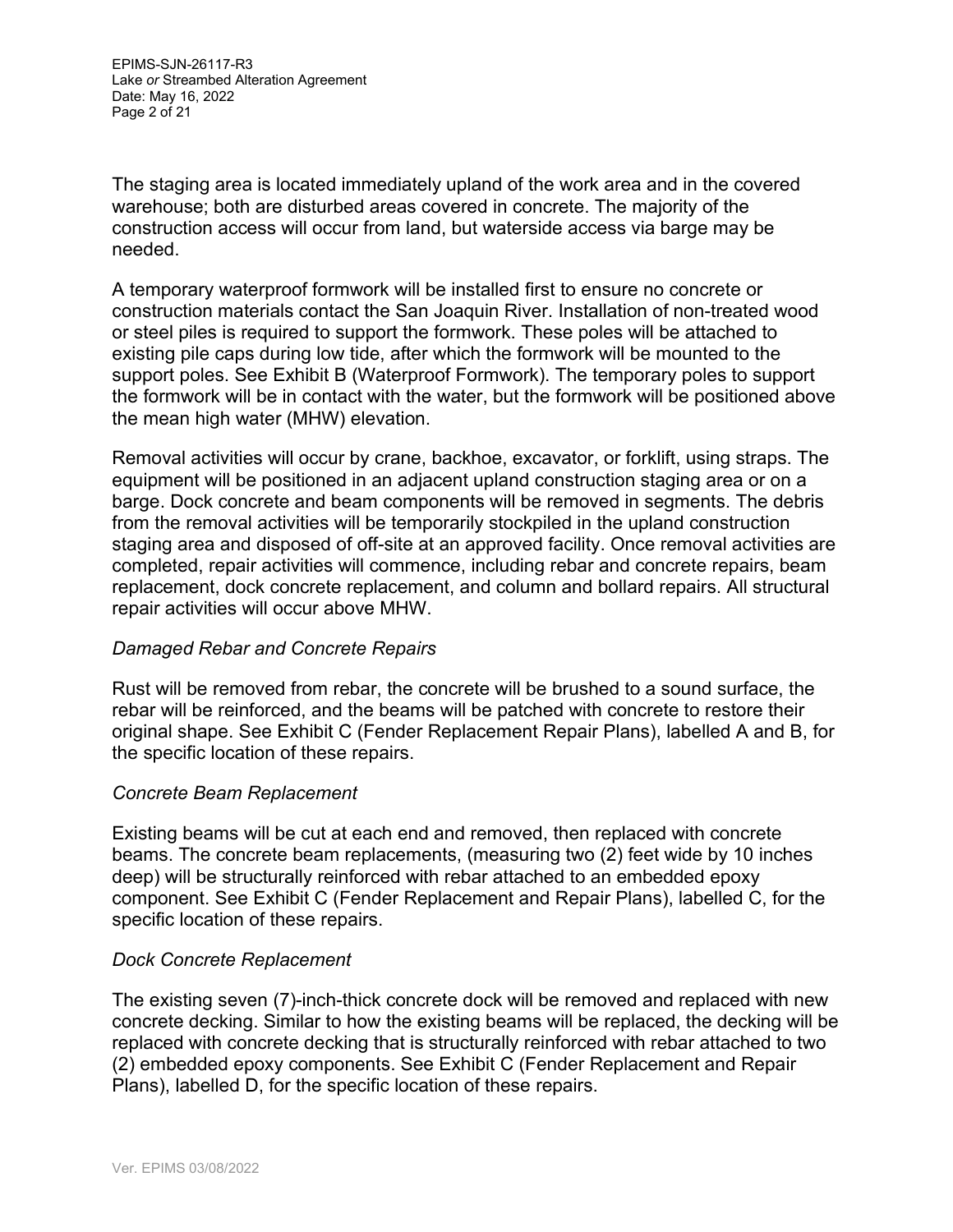The staging area is located immediately upland of the work area and in the covered warehouse; both are disturbed areas covered in concrete. The majority of the construction access will occur from land, but waterside access via barge may be needed.

A temporary waterproof formwork will be installed first to ensure no concrete or construction materials contact the San Joaquin River. Installation of non-treated wood or steel piles is required to support the formwork. These poles will be attached to existing pile caps during low tide, after which the formwork will be mounted to the support poles. See Exhibit B (Waterproof Formwork). The temporary poles to support the formwork will be in contact with the water, but the formwork will be positioned above the mean high water (MHW) elevation.

Removal activities will occur by crane, backhoe, excavator, or forklift, using straps. The equipment will be positioned in an adjacent upland construction staging area or on a barge. Dock concrete and beam components will be removed in segments. The debris from the removal activities will be temporarily stockpiled in the upland construction staging area and disposed of off-site at an approved facility. Once removal activities are completed, repair activities will commence, including rebar and concrete repairs, beam replacement, dock concrete replacement, and column and bollard repairs. All structural repair activities will occur above MHW.

*Damaged Rebar and Concrete Repairs*

Rust will be removed from rebar, the concrete will be brushed to a sound surface, the rebar will be reinforced, and the beams will be patched with concrete to restore their original shape. See Exhibit C (Fender Replacement Repair Plans), labelled A and B, for the specific location of these repairs.

*Concrete Beam Replacement*

Existing beams will be cut at each end and removed, then replaced with concrete beams. The concrete beam replacements, (measuring two (2) feet wide by 10 inches deep) will be structurally reinforced with rebar attached to an embedded epoxy component. See Exhibit C (Fender Replacement and Repair Plans), labelled C, for the specific location of these repairs.

*Dock Concrete Replacement*

The existing seven (7)-inch-thick concrete dock will be removed and replaced with new concrete decking. Similar to how the existing beams will be replaced, the decking will be replaced with concrete decking that is structurally reinforced with rebar attached to two (2) embedded epoxy components. See Exhibit C (Fender Replacement and Repair Plans), labelled D, for the specific location of these repairs.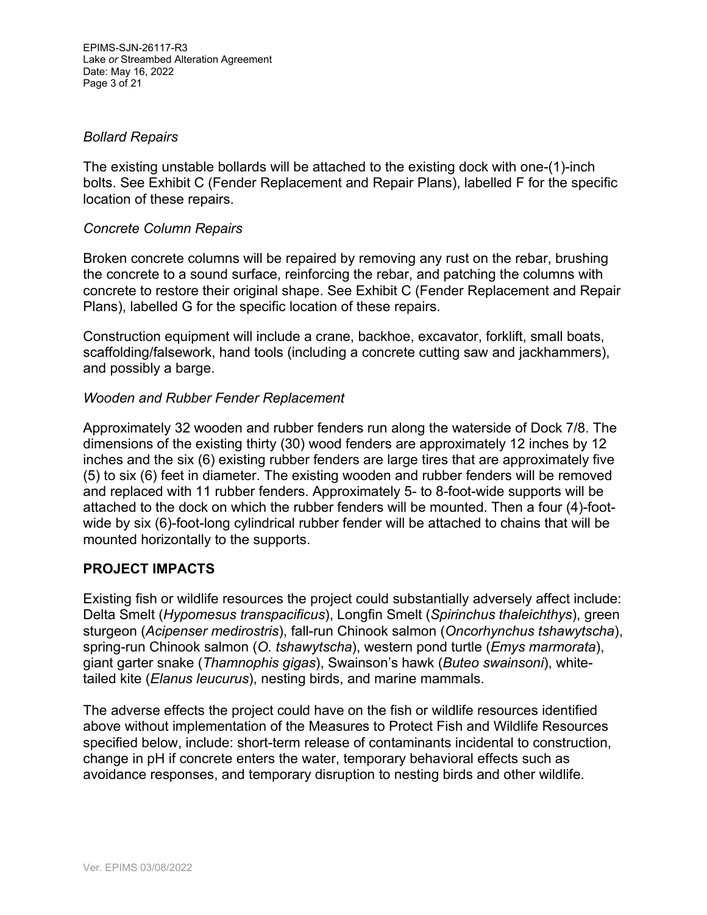*Bollard Repairs*

The existing unstable bollards will be attached to the existing dock with one-(1)-inch bolts. See Exhibit C (Fender Replacement and Repair Plans), labelled F for the specific location of these repairs.

*Concrete Column Repairs*

Broken concrete columns will be repaired by removing any rust on the rebar, brushing the concrete to a sound surface, reinforcing the rebar, and patching the columns with concrete to restore their original shape. See Exhibit C (Fender Replacement and Repair Plans), labelled G for the specific location of these repairs.

Construction equipment will include a crane, backhoe, excavator, forklift, small boats, scaffolding/falsework, hand tools (including a concrete cutting saw and jackhammers), and possibly a barge.

*Wooden and Rubber Fender Replacement*

Approximately 32 wooden and rubber fenders run along the waterside of Dock 7/8. The dimensions of the existing thirty (30) wood fenders are approximately 12 inches by 12 inches and the six (6) existing rubber fenders are large tires that are approximately five (5) to six (6) feet in diameter. The existing wooden and rubber fenders will be removed and replaced with 11 rubber fenders. Approximately 5- to 8-foot-wide supports will be attached to the dock on which the rubber fenders will be mounted. Then a four (4)-foot-wide by six (6)-foot-long cylindrical rubber fender will be attached to chains that will be mounted horizontally to the supports.

## PROJECT IMPACTS

Existing fish or wildlife resources the project could substantially adversely affect include: Delta Smelt (*Hypomesus transpacificus*), Longfin Smelt (*Spirinchus thaleichthys*), green sturgeon (*Acipenser medirostris*), fall-run Chinook salmon (*Oncorhynchus tshawytscha*), spring-run Chinook salmon (*O. tshawytscha*), western pond turtle (*Emys marmorata*), giant garter snake (*Thamnophis gigas*), Swainson's hawk (*Buteo swainsoni*), white-tailed kite (*Elanus leucurus*), nesting birds, and marine mammals.

The adverse effects the project could have on the fish or wildlife resources identified above without implementation of the Measures to Protect Fish and Wildlife Resources specified below, include: short-term release of contaminants incidental to construction, change in pH if concrete enters the water, temporary behavioral effects such as avoidance responses, and temporary disruption to nesting birds and other wildlife.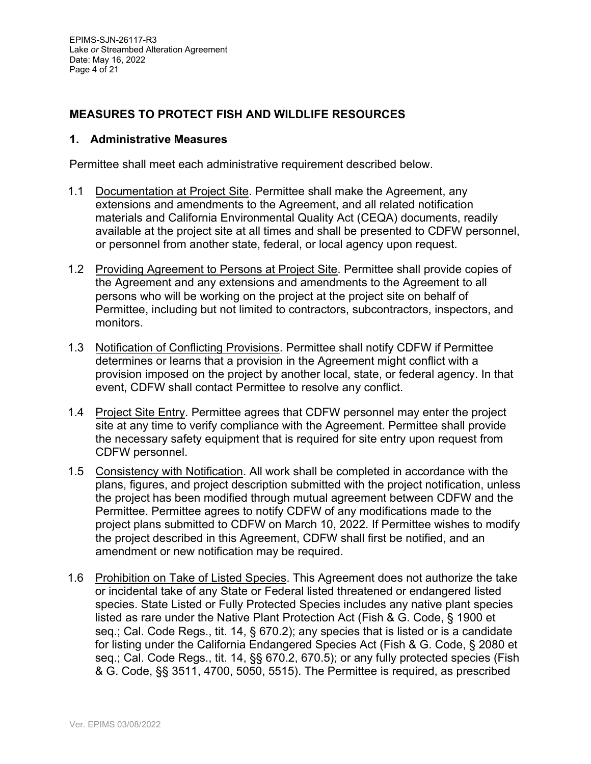## MEASURES TO PROTECT FISH AND WILDLIFE RESOURCES

### 1. Administrative Measures

Permittee shall meet each administrative requirement described below.

1.1 Documentation at Project Site. Permittee shall make the Agreement, any extensions and amendments to the Agreement, and all related notification materials and California Environmental Quality Act (CEQA) documents, readily available at the project site at all times and shall be presented to CDFW personnel, or personnel from another state, federal, or local agency upon request.

1.2 Providing Agreement to Persons at Project Site. Permittee shall provide copies of the Agreement and any extensions and amendments to the Agreement to all persons who will be working on the project at the project site on behalf of Permittee, including but not limited to contractors, subcontractors, inspectors, and monitors.

1.3 Notification of Conflicting Provisions. Permittee shall notify CDFW if Permittee determines or learns that a provision in the Agreement might conflict with a provision imposed on the project by another local, state, or federal agency. In that event, CDFW shall contact Permittee to resolve any conflict.

1.4 Project Site Entry. Permittee agrees that CDFW personnel may enter the project site at any time to verify compliance with the Agreement. Permittee shall provide the necessary safety equipment that is required for site entry upon request from CDFW personnel.

1.5 Consistency with Notification. All work shall be completed in accordance with the plans, figures, and project description submitted with the project notification, unless the project has been modified through mutual agreement between CDFW and the Permittee. Permittee agrees to notify CDFW of any modifications made to the project plans submitted to CDFW on March 10, 2022. If Permittee wishes to modify the project described in this Agreement, CDFW shall first be notified, and an amendment or new notification may be required.

1.6 Prohibition on Take of Listed Species. This Agreement does not authorize the take or incidental take of any State or Federal listed threatened or endangered listed species. State Listed or Fully Protected Species includes any native plant species listed as rare under the Native Plant Protection Act (Fish & G. Code, § 1900 et seq.; Cal. Code Regs., tit. 14, § 670.2); any species that is listed or is a candidate for listing under the California Endangered Species Act (Fish & G. Code, § 2080 et seq.; Cal. Code Regs., tit. 14, §§ 670.2, 670.5); or any fully protected species (Fish & G. Code, §§ 3511, 4700, 5050, 5515). The Permittee is required, as prescribed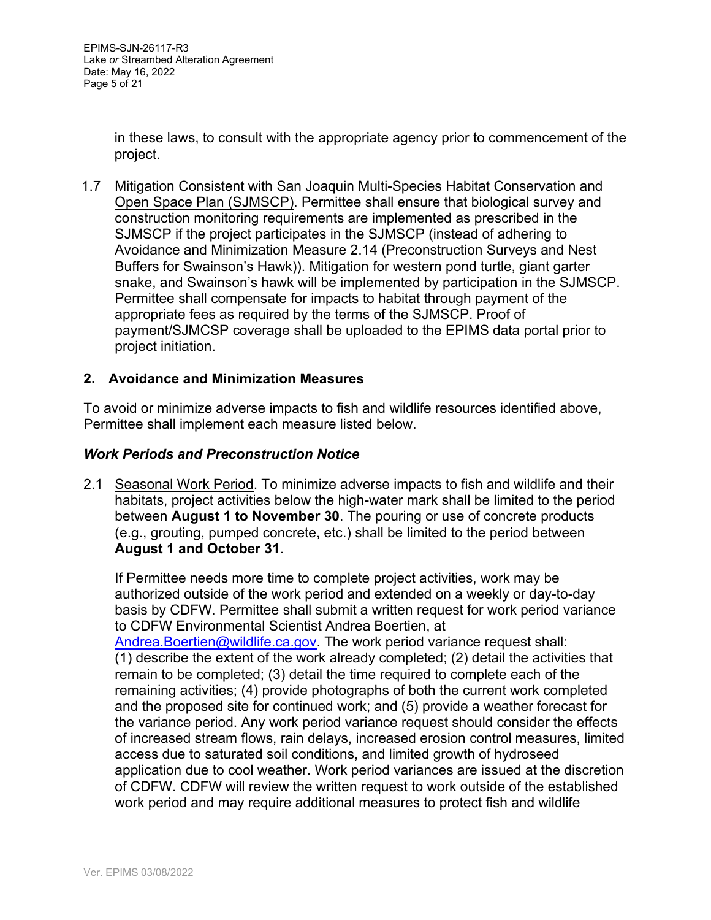in these laws, to consult with the appropriate agency prior to commencement of the project.

1.7 Mitigation Consistent with San Joaquin Multi-Species Habitat Conservation and Open Space Plan (SJMSCP). Permittee shall ensure that biological survey and construction monitoring requirements are implemented as prescribed in the SJMSCP if the project participates in the SJMSCP (instead of adhering to Avoidance and Minimization Measure 2.14 (Preconstruction Surveys and Nest Buffers for Swainson's Hawk)). Mitigation for western pond turtle, giant garter snake, and Swainson's hawk will be implemented by participation in the SJMSCP. Permittee shall compensate for impacts to habitat through payment of the appropriate fees as required by the terms of the SJMSCP. Proof of payment/SJMCSP coverage shall be uploaded to the EPIMS data portal prior to project initiation.

## 2. Avoidance and Minimization Measures

To avoid or minimize adverse impacts to fish and wildlife resources identified above, Permittee shall implement each measure listed below.

### *Work Periods and Preconstruction Notice*

2.1 Seasonal Work Period. To minimize adverse impacts to fish and wildlife and their habitats, project activities below the high-water mark shall be limited to the period between **August 1 to November 30**. The pouring or use of concrete products (e.g., grouting, pumped concrete, etc.) shall be limited to the period between **August 1 and October 31**.

If Permittee needs more time to complete project activities, work may be authorized outside of the work period and extended on a weekly or day-to-day basis by CDFW. Permittee shall submit a written request for work period variance to CDFW Environmental Scientist Andrea Boertien, at Andrea.Boertien@wildlife.ca.gov. The work period variance request shall: (1) describe the extent of the work already completed; (2) detail the activities that remain to be completed; (3) detail the time required to complete each of the remaining activities; (4) provide photographs of both the current work completed and the proposed site for continued work; and (5) provide a weather forecast for the variance period. Any work period variance request should consider the effects of increased stream flows, rain delays, increased erosion control measures, limited access due to saturated soil conditions, and limited growth of hydroseed application due to cool weather. Work period variances are issued at the discretion of CDFW. CDFW will review the written request to work outside of the established work period and may require additional measures to protect fish and wildlife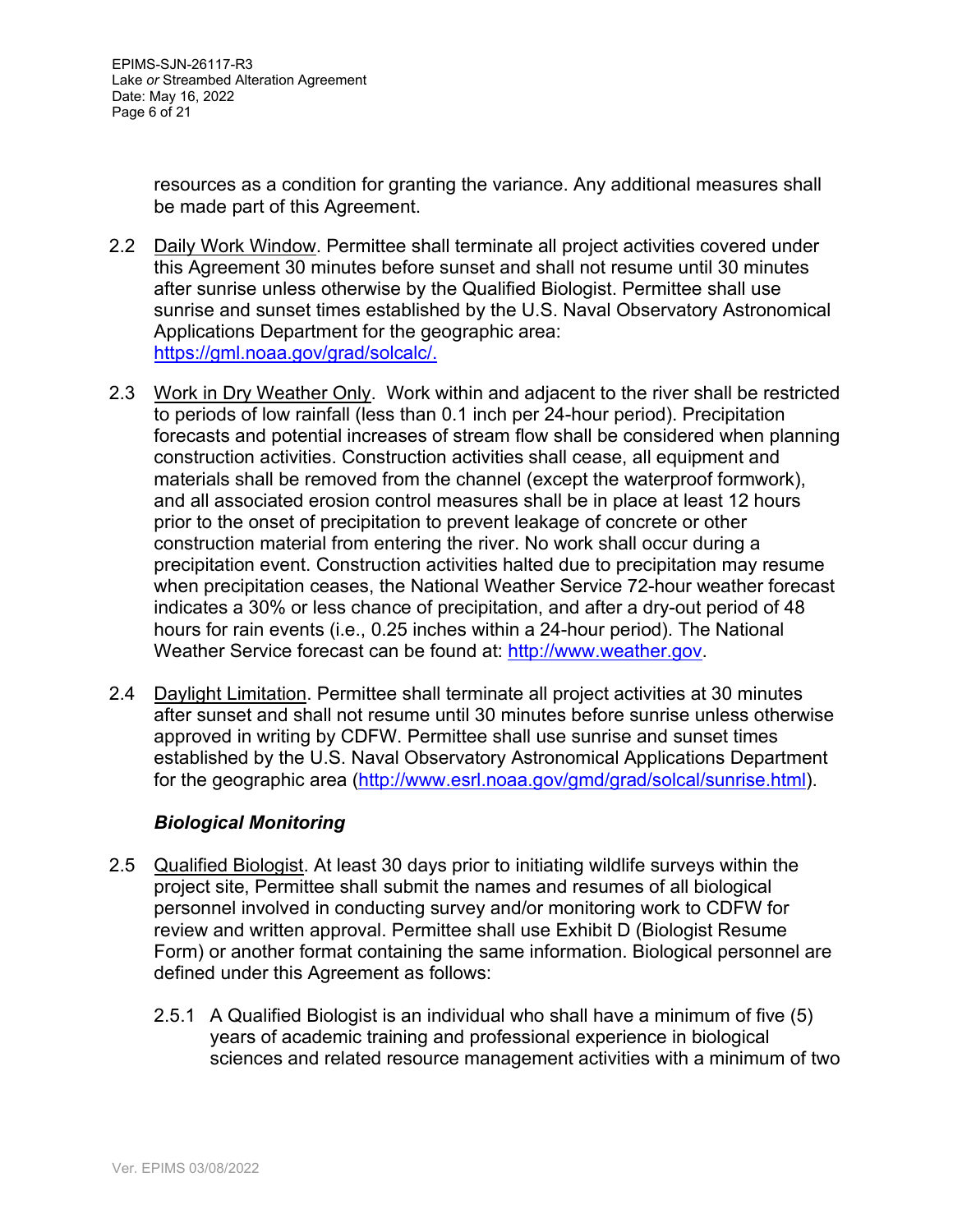resources as a condition for granting the variance. Any additional measures shall be made part of this Agreement.

2.2 Daily Work Window. Permittee shall terminate all project activities covered under this Agreement 30 minutes before sunset and shall not resume until 30 minutes after sunrise unless otherwise by the Qualified Biologist. Permittee shall use sunrise and sunset times established by the U.S. Naval Observatory Astronomical Applications Department for the geographic area: [https://gml.noaa.gov/grad/solcalc/.](https://gml.noaa.gov/grad/solcalc/)

2.3 Work in Dry Weather Only. Work within and adjacent to the river shall be restricted to periods of low rainfall (less than 0.1 inch per 24-hour period). Precipitation forecasts and potential increases of stream flow shall be considered when planning construction activities. Construction activities shall cease, all equipment and materials shall be removed from the channel (except the waterproof formwork), and all associated erosion control measures shall be in place at least 12 hours prior to the onset of precipitation to prevent leakage of concrete or other construction material from entering the river. No work shall occur during a precipitation event. Construction activities halted due to precipitation may resume when precipitation ceases, the National Weather Service 72-hour weather forecast indicates a 30% or less chance of precipitation, and after a dry-out period of 48 hours for rain events (i.e., 0.25 inches within a 24-hour period). The National Weather Service forecast can be found at: [http://www.weather.gov](http://www.weather.gov).

2.4 Daylight Limitation. Permittee shall terminate all project activities at 30 minutes after sunset and shall not resume until 30 minutes before sunrise unless otherwise approved in writing by CDFW. Permittee shall use sunrise and sunset times established by the U.S. Naval Observatory Astronomical Applications Department for the geographic area ([http://www.esrl.noaa.gov/gmd/grad/solcal/sunrise.html](http://www.esrl.noaa.gov/gmd/grad/solcal/sunrise.html)).

***Biological Monitoring***

2.5 Qualified Biologist. At least 30 days prior to initiating wildlife surveys within the project site, Permittee shall submit the names and resumes of all biological personnel involved in conducting survey and/or monitoring work to CDFW for review and written approval. Permittee shall use Exhibit D (Biologist Resume Form) or another format containing the same information. Biological personnel are defined under this Agreement as follows:

2.5.1 A Qualified Biologist is an individual who shall have a minimum of five (5) years of academic training and professional experience in biological sciences and related resource management activities with a minimum of two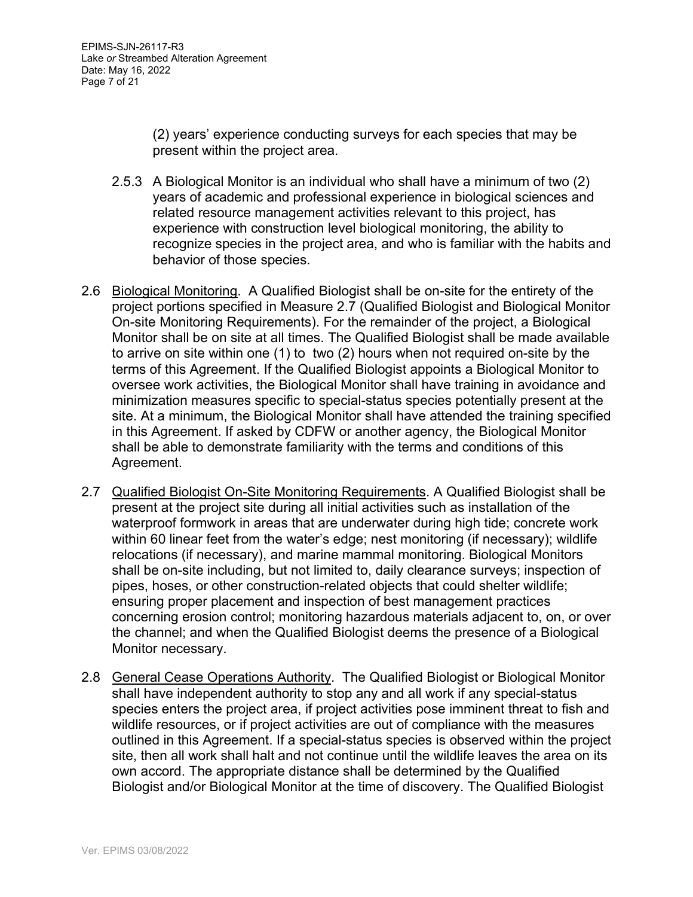(2) years' experience conducting surveys for each species that may be present within the project area.

2.5.3 A Biological Monitor is an individual who shall have a minimum of two (2) years of academic and professional experience in biological sciences and related resource management activities relevant to this project, has experience with construction level biological monitoring, the ability to recognize species in the project area, and who is familiar with the habits and behavior of those species.

2.6 Biological Monitoring. A Qualified Biologist shall be on-site for the entirety of the project portions specified in Measure 2.7 (Qualified Biologist and Biological Monitor On-site Monitoring Requirements). For the remainder of the project, a Biological Monitor shall be on site at all times. The Qualified Biologist shall be made available to arrive on site within one (1) to two (2) hours when not required on-site by the terms of this Agreement. If the Qualified Biologist appoints a Biological Monitor to oversee work activities, the Biological Monitor shall have training in avoidance and minimization measures specific to special-status species potentially present at the site. At a minimum, the Biological Monitor shall have attended the training specified in this Agreement. If asked by CDFW or another agency, the Biological Monitor shall be able to demonstrate familiarity with the terms and conditions of this Agreement.

2.7 Qualified Biologist On-Site Monitoring Requirements. A Qualified Biologist shall be present at the project site during all initial activities such as installation of the waterproof formwork in areas that are underwater during high tide; concrete work within 60 linear feet from the water's edge; nest monitoring (if necessary); wildlife relocations (if necessary), and marine mammal monitoring. Biological Monitors shall be on-site including, but not limited to, daily clearance surveys; inspection of pipes, hoses, or other construction-related objects that could shelter wildlife; ensuring proper placement and inspection of best management practices concerning erosion control; monitoring hazardous materials adjacent to, on, or over the channel; and when the Qualified Biologist deems the presence of a Biological Monitor necessary.

2.8 General Cease Operations Authority. The Qualified Biologist or Biological Monitor shall have independent authority to stop any and all work if any special-status species enters the project area, if project activities pose imminent threat to fish and wildlife resources, or if project activities are out of compliance with the measures outlined in this Agreement. If a special-status species is observed within the project site, then all work shall halt and not continue until the wildlife leaves the area on its own accord. The appropriate distance shall be determined by the Qualified Biologist and/or Biological Monitor at the time of discovery. The Qualified Biologist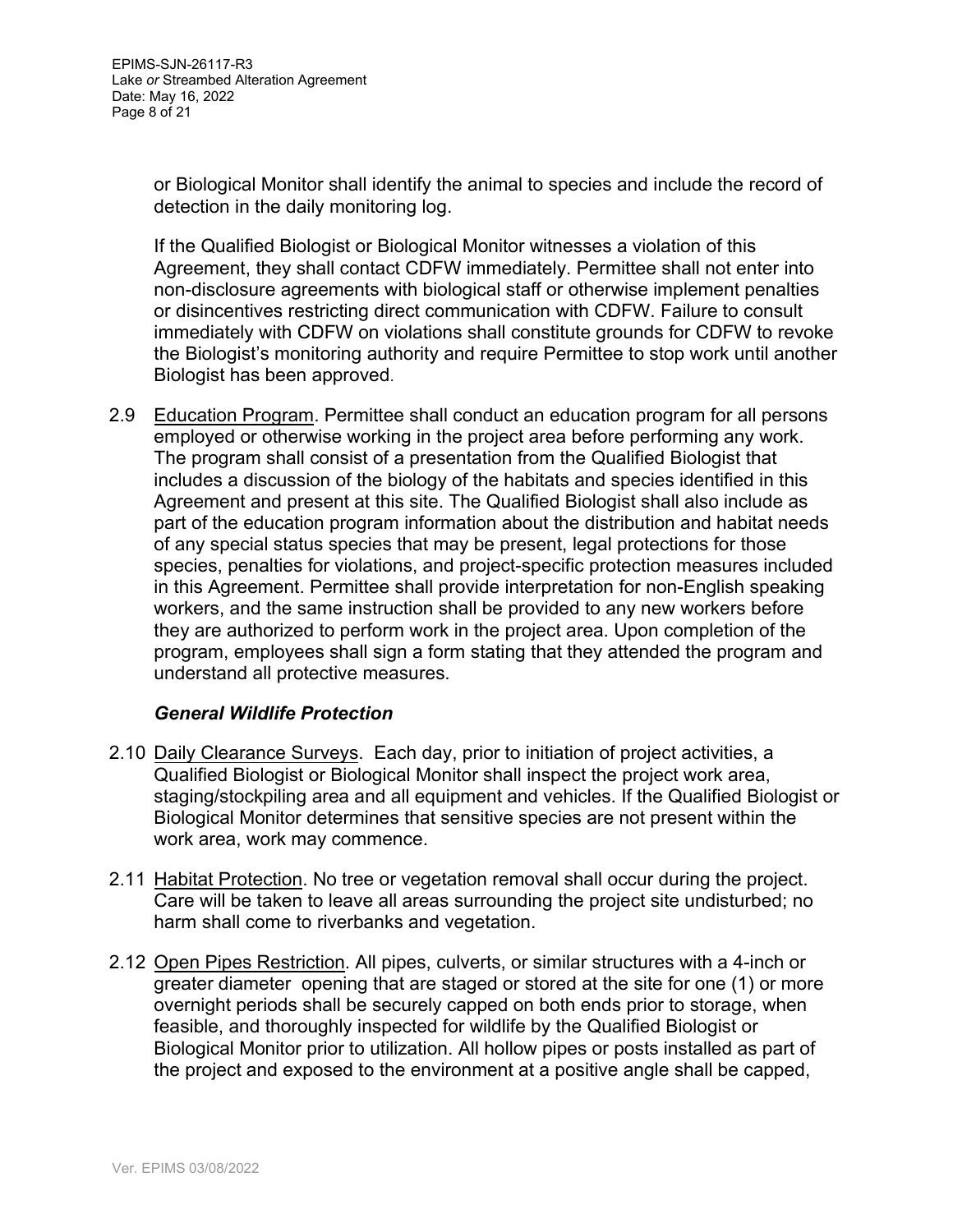or Biological Monitor shall identify the animal to species and include the record of detection in the daily monitoring log.

If the Qualified Biologist or Biological Monitor witnesses a violation of this Agreement, they shall contact CDFW immediately. Permittee shall not enter into non-disclosure agreements with biological staff or otherwise implement penalties or disincentives restricting direct communication with CDFW. Failure to consult immediately with CDFW on violations shall constitute grounds for CDFW to revoke the Biologist's monitoring authority and require Permittee to stop work until another Biologist has been approved.

2.9 Education Program. Permittee shall conduct an education program for all persons employed or otherwise working in the project area before performing any work. The program shall consist of a presentation from the Qualified Biologist that includes a discussion of the biology of the habitats and species identified in this Agreement and present at this site. The Qualified Biologist shall also include as part of the education program information about the distribution and habitat needs of any special status species that may be present, legal protections for those species, penalties for violations, and project-specific protection measures included in this Agreement. Permittee shall provide interpretation for non-English speaking workers, and the same instruction shall be provided to any new workers before they are authorized to perform work in the project area. Upon completion of the program, employees shall sign a form stating that they attended the program and understand all protective measures.

***General Wildlife Protection***

2.10 Daily Clearance Surveys. Each day, prior to initiation of project activities, a Qualified Biologist or Biological Monitor shall inspect the project work area, staging/stockpiling area and all equipment and vehicles. If the Qualified Biologist or Biological Monitor determines that sensitive species are not present within the work area, work may commence.

2.11 Habitat Protection. No tree or vegetation removal shall occur during the project. Care will be taken to leave all areas surrounding the project site undisturbed; no harm shall come to riverbanks and vegetation.

2.12 Open Pipes Restriction. All pipes, culverts, or similar structures with a 4-inch or greater diameter opening that are staged or stored at the site for one (1) or more overnight periods shall be securely capped on both ends prior to storage, when feasible, and thoroughly inspected for wildlife by the Qualified Biologist or Biological Monitor prior to utilization. All hollow pipes or posts installed as part of the project and exposed to the environment at a positive angle shall be capped,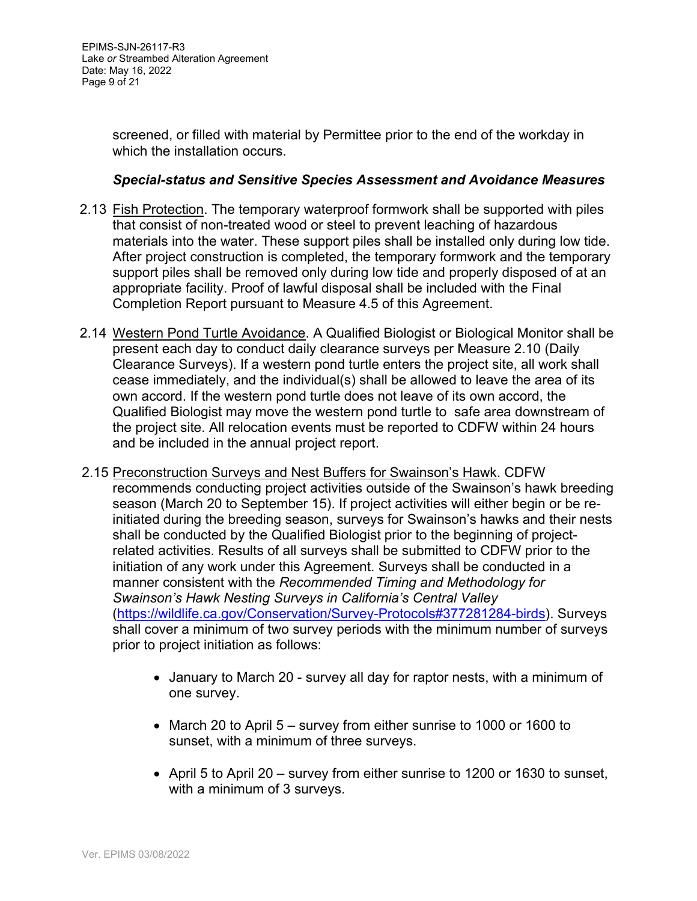screened, or filled with material by Permittee prior to the end of the workday in which the installation occurs.

***Special-status and Sensitive Species Assessment and Avoidance Measures***

2.13 Fish Protection. The temporary waterproof formwork shall be supported with piles that consist of non-treated wood or steel to prevent leaching of hazardous materials into the water. These support piles shall be installed only during low tide. After project construction is completed, the temporary formwork and the temporary support piles shall be removed only during low tide and properly disposed of at an appropriate facility. Proof of lawful disposal shall be included with the Final Completion Report pursuant to Measure 4.5 of this Agreement.

2.14 Western Pond Turtle Avoidance. A Qualified Biologist or Biological Monitor shall be present each day to conduct daily clearance surveys per Measure 2.10 (Daily Clearance Surveys). If a western pond turtle enters the project site, all work shall cease immediately, and the individual(s) shall be allowed to leave the area of its own accord. If the western pond turtle does not leave of its own accord, the Qualified Biologist may move the western pond turtle to safe area downstream of the project site. All relocation events must be reported to CDFW within 24 hours and be included in the annual project report.

2.15 Preconstruction Surveys and Nest Buffers for Swainson's Hawk. CDFW recommends conducting project activities outside of the Swainson's hawk breeding season (March 20 to September 15). If project activities will either begin or be re-initiated during the breeding season, surveys for Swainson's hawks and their nests shall be conducted by the Qualified Biologist prior to the beginning of project-related activities. Results of all surveys shall be submitted to CDFW prior to the initiation of any work under this Agreement. Surveys shall be conducted in a manner consistent with the *Recommended Timing and Methodology for Swainson's Hawk Nesting Surveys in California's Central Valley* (https://wildlife.ca.gov/Conservation/Survey-Protocols#377281284-birds). Surveys shall cover a minimum of two survey periods with the minimum number of surveys prior to project initiation as follows:

- January to March 20 - survey all day for raptor nests, with a minimum of one survey.
- March 20 to April 5 – survey from either sunrise to 1000 or 1600 to sunset, with a minimum of three surveys.
- April 5 to April 20 – survey from either sunrise to 1200 or 1630 to sunset, with a minimum of 3 surveys.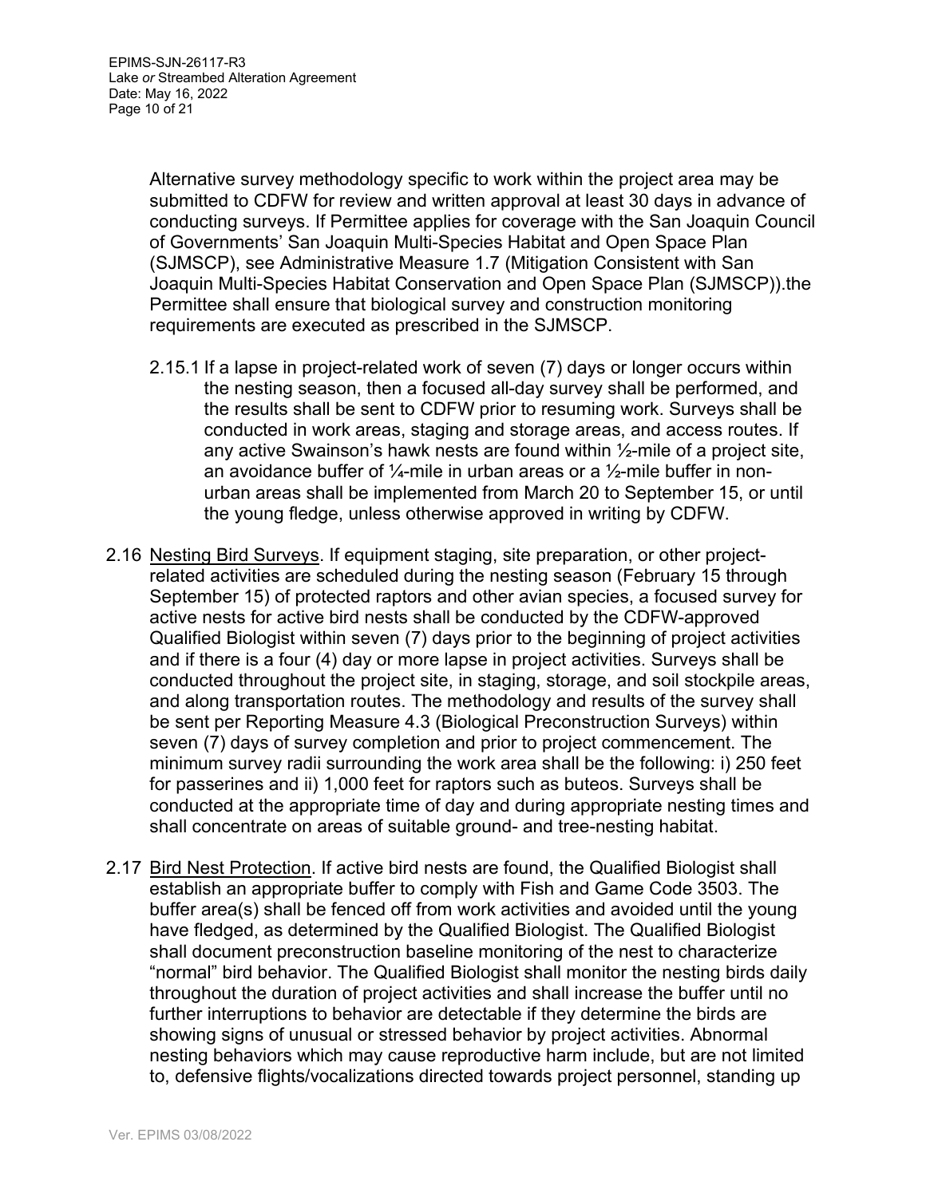Alternative survey methodology specific to work within the project area may be submitted to CDFW for review and written approval at least 30 days in advance of conducting surveys. If Permittee applies for coverage with the San Joaquin Council of Governments' San Joaquin Multi-Species Habitat and Open Space Plan (SJMSCP), see Administrative Measure 1.7 (Mitigation Consistent with San Joaquin Multi-Species Habitat Conservation and Open Space Plan (SJMSCP)).the Permittee shall ensure that biological survey and construction monitoring requirements are executed as prescribed in the SJMSCP.

2.15.1 If a lapse in project-related work of seven (7) days or longer occurs within the nesting season, then a focused all-day survey shall be performed, and the results shall be sent to CDFW prior to resuming work. Surveys shall be conducted in work areas, staging and storage areas, and access routes. If any active Swainson's hawk nests are found within ½-mile of a project site, an avoidance buffer of ¼-mile in urban areas or a ½-mile buffer in non-urban areas shall be implemented from March 20 to September 15, or until the young fledge, unless otherwise approved in writing by CDFW.

2.16 Nesting Bird Surveys. If equipment staging, site preparation, or other project-related activities are scheduled during the nesting season (February 15 through September 15) of protected raptors and other avian species, a focused survey for active nests for active bird nests shall be conducted by the CDFW-approved Qualified Biologist within seven (7) days prior to the beginning of project activities and if there is a four (4) day or more lapse in project activities. Surveys shall be conducted throughout the project site, in staging, storage, and soil stockpile areas, and along transportation routes. The methodology and results of the survey shall be sent per Reporting Measure 4.3 (Biological Preconstruction Surveys) within seven (7) days of survey completion and prior to project commencement. The minimum survey radii surrounding the work area shall be the following: i) 250 feet for passerines and ii) 1,000 feet for raptors such as buteos. Surveys shall be conducted at the appropriate time of day and during appropriate nesting times and shall concentrate on areas of suitable ground- and tree-nesting habitat.

2.17 Bird Nest Protection. If active bird nests are found, the Qualified Biologist shall establish an appropriate buffer to comply with Fish and Game Code 3503. The buffer area(s) shall be fenced off from work activities and avoided until the young have fledged, as determined by the Qualified Biologist. The Qualified Biologist shall document preconstruction baseline monitoring of the nest to characterize "normal" bird behavior. The Qualified Biologist shall monitor the nesting birds daily throughout the duration of project activities and shall increase the buffer until no further interruptions to behavior are detectable if they determine the birds are showing signs of unusual or stressed behavior by project activities. Abnormal nesting behaviors which may cause reproductive harm include, but are not limited to, defensive flights/vocalizations directed towards project personnel, standing up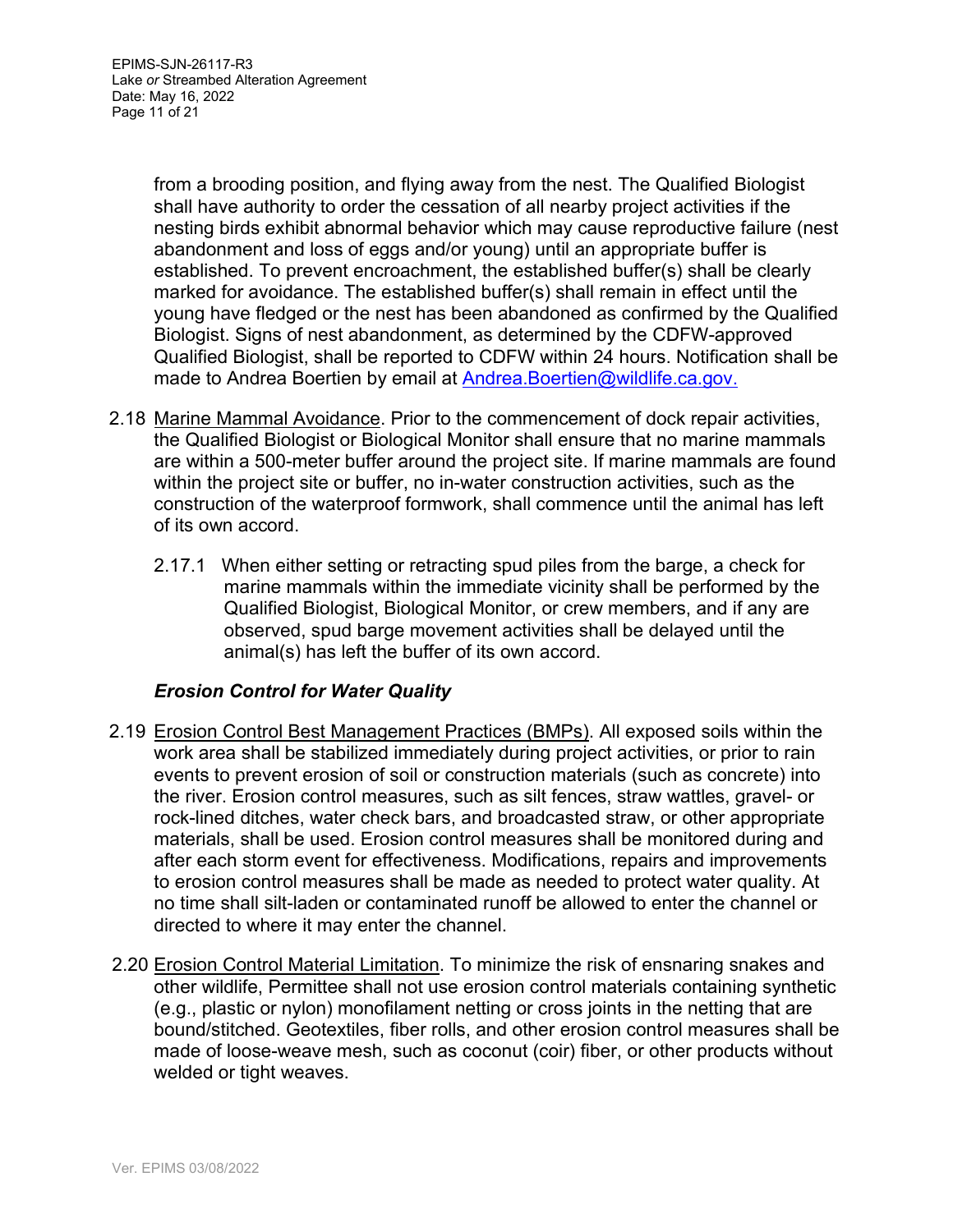from a brooding position, and flying away from the nest. The Qualified Biologist shall have authority to order the cessation of all nearby project activities if the nesting birds exhibit abnormal behavior which may cause reproductive failure (nest abandonment and loss of eggs and/or young) until an appropriate buffer is established. To prevent encroachment, the established buffer(s) shall be clearly marked for avoidance. The established buffer(s) shall remain in effect until the young have fledged or the nest has been abandoned as confirmed by the Qualified Biologist. Signs of nest abandonment, as determined by the CDFW-approved Qualified Biologist, shall be reported to CDFW within 24 hours. Notification shall be made to Andrea Boertien by email at Andrea.Boertien@wildlife.ca.gov.

2.18 Marine Mammal Avoidance. Prior to the commencement of dock repair activities, the Qualified Biologist or Biological Monitor shall ensure that no marine mammals are within a 500-meter buffer around the project site. If marine mammals are found within the project site or buffer, no in-water construction activities, such as the construction of the waterproof formwork, shall commence until the animal has left of its own accord.

2.17.1 When either setting or retracting spud piles from the barge, a check for marine mammals within the immediate vicinity shall be performed by the Qualified Biologist, Biological Monitor, or crew members, and if any are observed, spud barge movement activities shall be delayed until the animal(s) has left the buffer of its own accord.

***Erosion Control for Water Quality***

2.19 Erosion Control Best Management Practices (BMPs). All exposed soils within the work area shall be stabilized immediately during project activities, or prior to rain events to prevent erosion of soil or construction materials (such as concrete) into the river. Erosion control measures, such as silt fences, straw wattles, gravel- or rock-lined ditches, water check bars, and broadcasted straw, or other appropriate materials, shall be used. Erosion control measures shall be monitored during and after each storm event for effectiveness. Modifications, repairs and improvements to erosion control measures shall be made as needed to protect water quality. At no time shall silt-laden or contaminated runoff be allowed to enter the channel or directed to where it may enter the channel.

2.20 Erosion Control Material Limitation. To minimize the risk of ensnaring snakes and other wildlife, Permittee shall not use erosion control materials containing synthetic (e.g., plastic or nylon) monofilament netting or cross joints in the netting that are bound/stitched. Geotextiles, fiber rolls, and other erosion control measures shall be made of loose-weave mesh, such as coconut (coir) fiber, or other products without welded or tight weaves.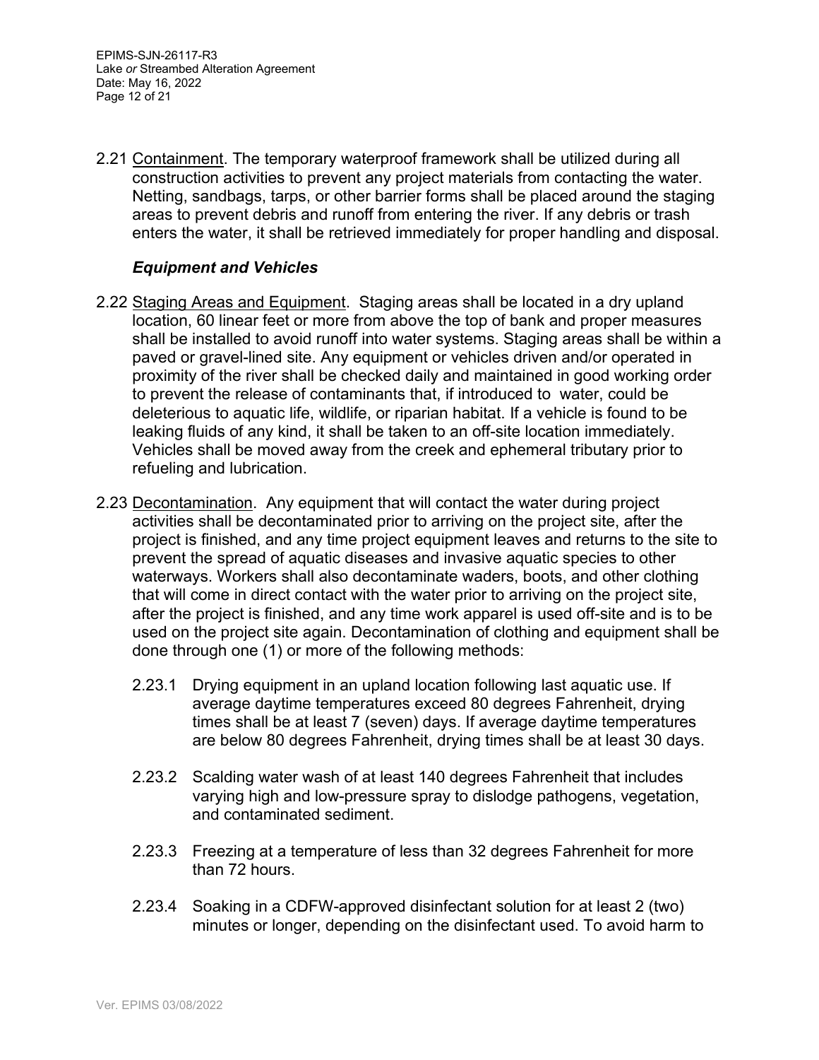2.21 Containment. The temporary waterproof framework shall be utilized during all construction activities to prevent any project materials from contacting the water. Netting, sandbags, tarps, or other barrier forms shall be placed around the staging areas to prevent debris and runoff from entering the river. If any debris or trash enters the water, it shall be retrieved immediately for proper handling and disposal.

### *Equipment and Vehicles*

2.22 Staging Areas and Equipment. Staging areas shall be located in a dry upland location, 60 linear feet or more from above the top of bank and proper measures shall be installed to avoid runoff into water systems. Staging areas shall be within a paved or gravel-lined site. Any equipment or vehicles driven and/or operated in proximity of the river shall be checked daily and maintained in good working order to prevent the release of contaminants that, if introduced to water, could be deleterious to aquatic life, wildlife, or riparian habitat. If a vehicle is found to be leaking fluids of any kind, it shall be taken to an off-site location immediately. Vehicles shall be moved away from the creek and ephemeral tributary prior to refueling and lubrication.

2.23 Decontamination. Any equipment that will contact the water during project activities shall be decontaminated prior to arriving on the project site, after the project is finished, and any time project equipment leaves and returns to the site to prevent the spread of aquatic diseases and invasive aquatic species to other waterways. Workers shall also decontaminate waders, boots, and other clothing that will come in direct contact with the water prior to arriving on the project site, after the project is finished, and any time work apparel is used off-site and is to be used on the project site again. Decontamination of clothing and equipment shall be done through one (1) or more of the following methods:

2.23.1 Drying equipment in an upland location following last aquatic use. If average daytime temperatures exceed 80 degrees Fahrenheit, drying times shall be at least 7 (seven) days. If average daytime temperatures are below 80 degrees Fahrenheit, drying times shall be at least 30 days.

2.23.2 Scalding water wash of at least 140 degrees Fahrenheit that includes varying high and low-pressure spray to dislodge pathogens, vegetation, and contaminated sediment.

2.23.3 Freezing at a temperature of less than 32 degrees Fahrenheit for more than 72 hours.

2.23.4 Soaking in a CDFW-approved disinfectant solution for at least 2 (two) minutes or longer, depending on the disinfectant used. To avoid harm to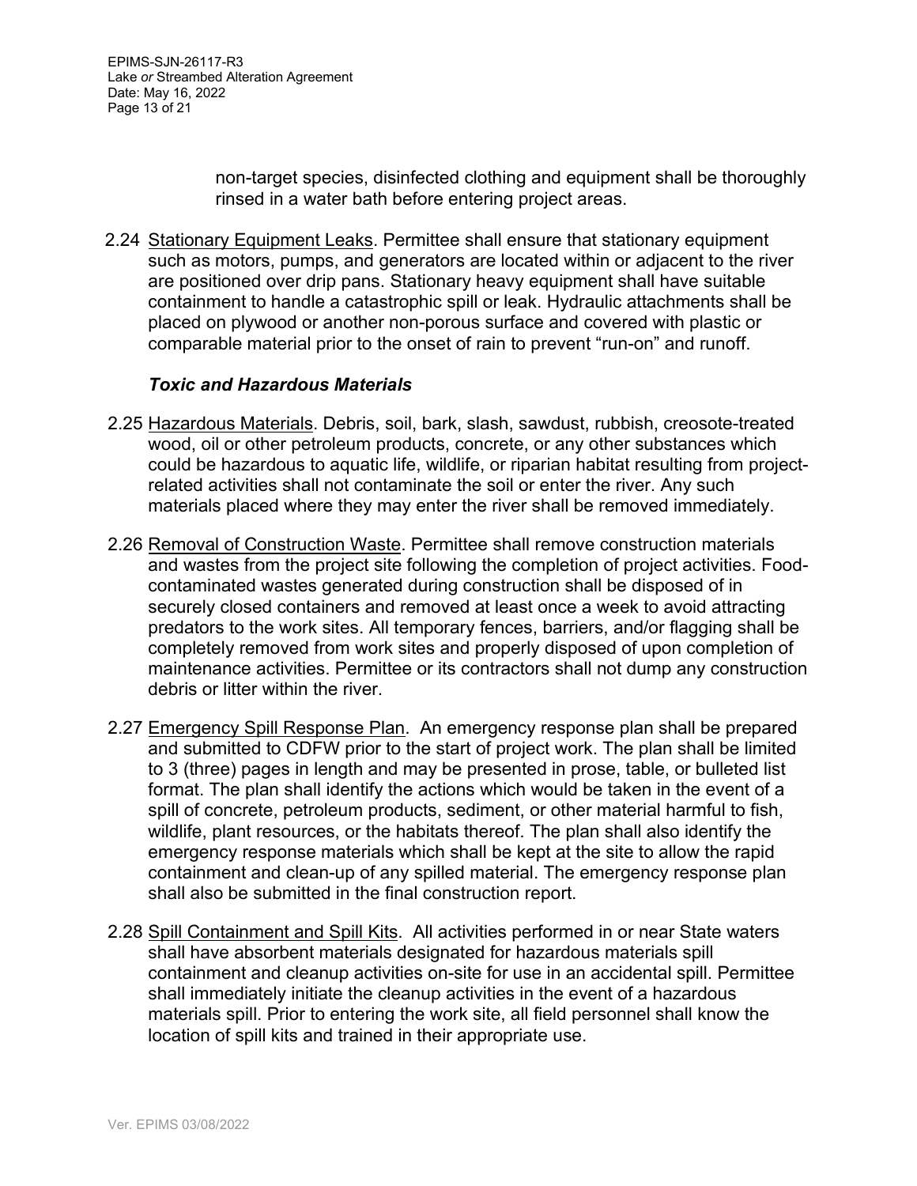non-target species, disinfected clothing and equipment shall be thoroughly rinsed in a water bath before entering project areas.

2.24 Stationary Equipment Leaks. Permittee shall ensure that stationary equipment such as motors, pumps, and generators are located within or adjacent to the river are positioned over drip pans. Stationary heavy equipment shall have suitable containment to handle a catastrophic spill or leak. Hydraulic attachments shall be placed on plywood or another non-porous surface and covered with plastic or comparable material prior to the onset of rain to prevent "run-on" and runoff.

***Toxic and Hazardous Materials***

2.25 Hazardous Materials. Debris, soil, bark, slash, sawdust, rubbish, creosote-treated wood, oil or other petroleum products, concrete, or any other substances which could be hazardous to aquatic life, wildlife, or riparian habitat resulting from project-related activities shall not contaminate the soil or enter the river. Any such materials placed where they may enter the river shall be removed immediately.

2.26 Removal of Construction Waste. Permittee shall remove construction materials and wastes from the project site following the completion of project activities. Food-contaminated wastes generated during construction shall be disposed of in securely closed containers and removed at least once a week to avoid attracting predators to the work sites. All temporary fences, barriers, and/or flagging shall be completely removed from work sites and properly disposed of upon completion of maintenance activities. Permittee or its contractors shall not dump any construction debris or litter within the river.

2.27 Emergency Spill Response Plan. An emergency response plan shall be prepared and submitted to CDFW prior to the start of project work. The plan shall be limited to 3 (three) pages in length and may be presented in prose, table, or bulleted list format. The plan shall identify the actions which would be taken in the event of a spill of concrete, petroleum products, sediment, or other material harmful to fish, wildlife, plant resources, or the habitats thereof. The plan shall also identify the emergency response materials which shall be kept at the site to allow the rapid containment and clean-up of any spilled material. The emergency response plan shall also be submitted in the final construction report.

2.28 Spill Containment and Spill Kits. All activities performed in or near State waters shall have absorbent materials designated for hazardous materials spill containment and cleanup activities on-site for use in an accidental spill. Permittee shall immediately initiate the cleanup activities in the event of a hazardous materials spill. Prior to entering the work site, all field personnel shall know the location of spill kits and trained in their appropriate use.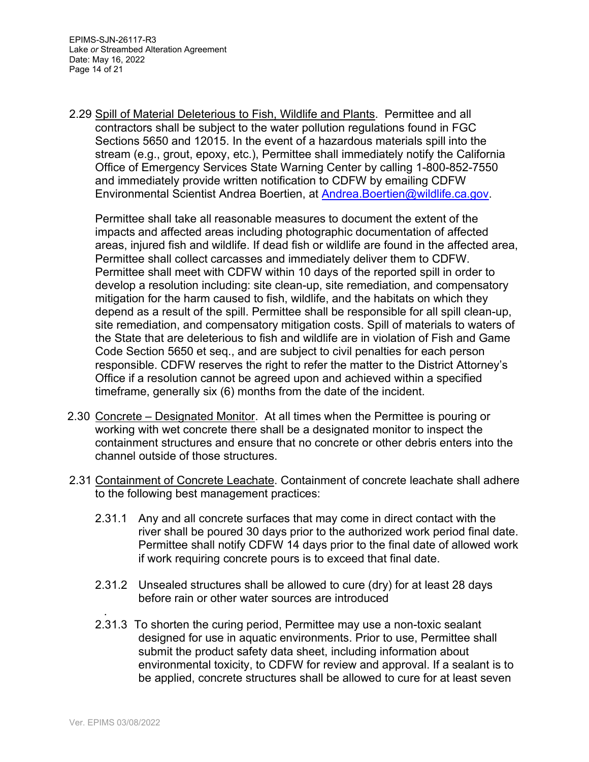2.29 Spill of Material Deleterious to Fish, Wildlife and Plants. Permittee and all contractors shall be subject to the water pollution regulations found in FGC Sections 5650 and 12015. In the event of a hazardous materials spill into the stream (e.g., grout, epoxy, etc.), Permittee shall immediately notify the California Office of Emergency Services State Warning Center by calling 1-800-852-7550 and immediately provide written notification to CDFW by emailing CDFW Environmental Scientist Andrea Boertien, at Andrea.Boertien@wildlife.ca.gov.

Permittee shall take all reasonable measures to document the extent of the impacts and affected areas including photographic documentation of affected areas, injured fish and wildlife. If dead fish or wildlife are found in the affected area, Permittee shall collect carcasses and immediately deliver them to CDFW. Permittee shall meet with CDFW within 10 days of the reported spill in order to develop a resolution including: site clean-up, site remediation, and compensatory mitigation for the harm caused to fish, wildlife, and the habitats on which they depend as a result of the spill. Permittee shall be responsible for all spill clean-up, site remediation, and compensatory mitigation costs. Spill of materials to waters of the State that are deleterious to fish and wildlife are in violation of Fish and Game Code Section 5650 et seq., and are subject to civil penalties for each person responsible. CDFW reserves the right to refer the matter to the District Attorney's Office if a resolution cannot be agreed upon and achieved within a specified timeframe, generally six (6) months from the date of the incident.

2.30 Concrete – Designated Monitor. At all times when the Permittee is pouring or working with wet concrete there shall be a designated monitor to inspect the containment structures and ensure that no concrete or other debris enters into the channel outside of those structures.

2.31 Containment of Concrete Leachate. Containment of concrete leachate shall adhere to the following best management practices:

2.31.1 Any and all concrete surfaces that may come in direct contact with the river shall be poured 30 days prior to the authorized work period final date. Permittee shall notify CDFW 14 days prior to the final date of allowed work if work requiring concrete pours is to exceed that final date.

2.31.2 Unsealed structures shall be allowed to cure (dry) for at least 28 days before rain or other water sources are introduced

.

2.31.3 To shorten the curing period, Permittee may use a non-toxic sealant designed for use in aquatic environments. Prior to use, Permittee shall submit the product safety data sheet, including information about environmental toxicity, to CDFW for review and approval. If a sealant is to be applied, concrete structures shall be allowed to cure for at least seven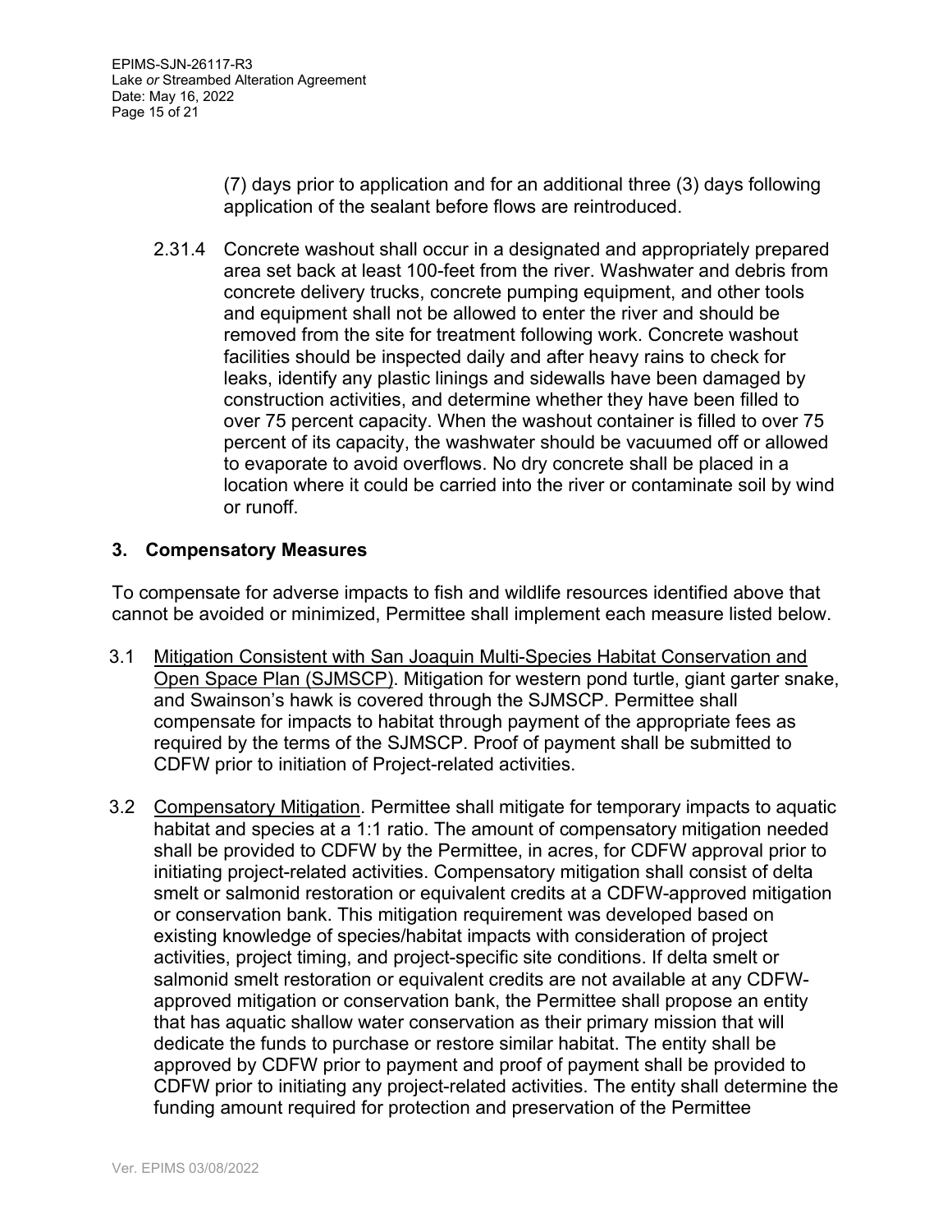(7) days prior to application and for an additional three (3) days following application of the sealant before flows are reintroduced.

2.31.4 Concrete washout shall occur in a designated and appropriately prepared area set back at least 100-feet from the river. Washwater and debris from concrete delivery trucks, concrete pumping equipment, and other tools and equipment shall not be allowed to enter the river and should be removed from the site for treatment following work. Concrete washout facilities should be inspected daily and after heavy rains to check for leaks, identify any plastic linings and sidewalls have been damaged by construction activities, and determine whether they have been filled to over 75 percent capacity. When the washout container is filled to over 75 percent of its capacity, the washwater should be vacuumed off or allowed to evaporate to avoid overflows. No dry concrete shall be placed in a location where it could be carried into the river or contaminate soil by wind or runoff.

## 3. Compensatory Measures

To compensate for adverse impacts to fish and wildlife resources identified above that cannot be avoided or minimized, Permittee shall implement each measure listed below.

3.1 Mitigation Consistent with San Joaquin Multi-Species Habitat Conservation and Open Space Plan (SJMSCP). Mitigation for western pond turtle, giant garter snake, and Swainson's hawk is covered through the SJMSCP. Permittee shall compensate for impacts to habitat through payment of the appropriate fees as required by the terms of the SJMSCP. Proof of payment shall be submitted to CDFW prior to initiation of Project-related activities.

3.2 Compensatory Mitigation. Permittee shall mitigate for temporary impacts to aquatic habitat and species at a 1:1 ratio. The amount of compensatory mitigation needed shall be provided to CDFW by the Permittee, in acres, for CDFW approval prior to initiating project-related activities. Compensatory mitigation shall consist of delta smelt or salmonid restoration or equivalent credits at a CDFW-approved mitigation or conservation bank. This mitigation requirement was developed based on existing knowledge of species/habitat impacts with consideration of project activities, project timing, and project-specific site conditions. If delta smelt or salmonid smelt restoration or equivalent credits are not available at any CDFW-approved mitigation or conservation bank, the Permittee shall propose an entity that has aquatic shallow water conservation as their primary mission that will dedicate the funds to purchase or restore similar habitat. The entity shall be approved by CDFW prior to payment and proof of payment shall be provided to CDFW prior to initiating any project-related activities. The entity shall determine the funding amount required for protection and preservation of the Permittee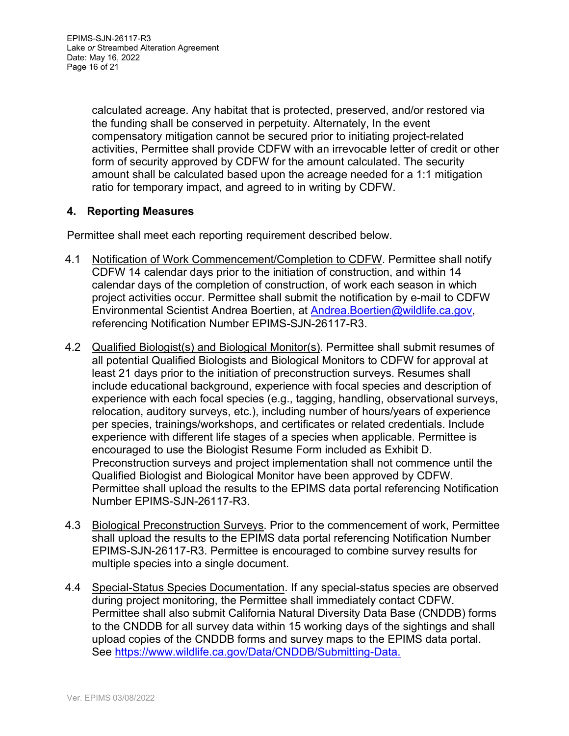calculated acreage. Any habitat that is protected, preserved, and/or restored via the funding shall be conserved in perpetuity. Alternately, In the event compensatory mitigation cannot be secured prior to initiating project-related activities, Permittee shall provide CDFW with an irrevocable letter of credit or other form of security approved by CDFW for the amount calculated. The security amount shall be calculated based upon the acreage needed for a 1:1 mitigation ratio for temporary impact, and agreed to in writing by CDFW.

## 4. Reporting Measures

Permittee shall meet each reporting requirement described below.

4.1 Notification of Work Commencement/Completion to CDFW. Permittee shall notify CDFW 14 calendar days prior to the initiation of construction, and within 14 calendar days of the completion of construction, of work each season in which project activities occur. Permittee shall submit the notification by e-mail to CDFW Environmental Scientist Andrea Boertien, at Andrea.Boertien@wildlife.ca.gov, referencing Notification Number EPIMS-SJN-26117-R3.

4.2 Qualified Biologist(s) and Biological Monitor(s). Permittee shall submit resumes of all potential Qualified Biologists and Biological Monitors to CDFW for approval at least 21 days prior to the initiation of preconstruction surveys. Resumes shall include educational background, experience with focal species and description of experience with each focal species (e.g., tagging, handling, observational surveys, relocation, auditory surveys, etc.), including number of hours/years of experience per species, trainings/workshops, and certificates or related credentials. Include experience with different life stages of a species when applicable. Permittee is encouraged to use the Biologist Resume Form included as Exhibit D. Preconstruction surveys and project implementation shall not commence until the Qualified Biologist and Biological Monitor have been approved by CDFW. Permittee shall upload the results to the EPIMS data portal referencing Notification Number EPIMS-SJN-26117-R3.

4.3 Biological Preconstruction Surveys. Prior to the commencement of work, Permittee shall upload the results to the EPIMS data portal referencing Notification Number EPIMS-SJN-26117-R3. Permittee is encouraged to combine survey results for multiple species into a single document.

4.4 Special-Status Species Documentation. If any special-status species are observed during project monitoring, the Permittee shall immediately contact CDFW. Permittee shall also submit California Natural Diversity Data Base (CNDDB) forms to the CNDDB for all survey data within 15 working days of the sightings and shall upload copies of the CNDDB forms and survey maps to the EPIMS data portal. See https://www.wildlife.ca.gov/Data/CNDDB/Submitting-Data.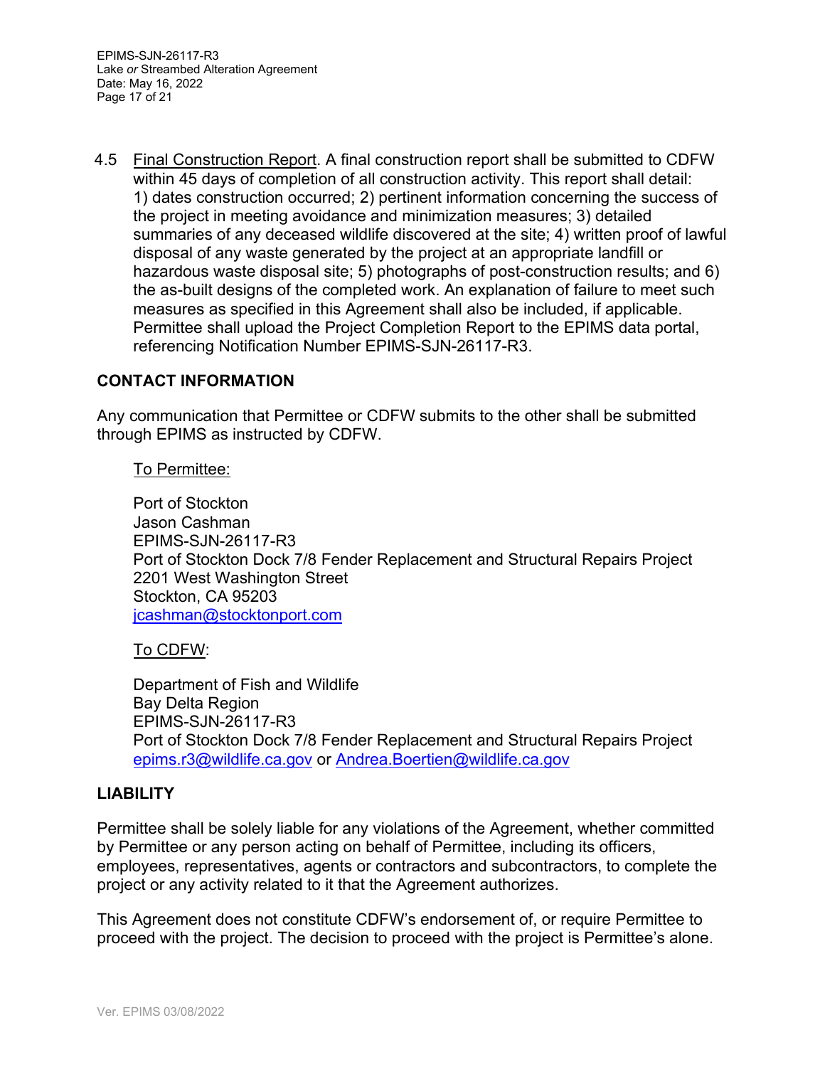4.5 Final Construction Report. A final construction report shall be submitted to CDFW within 45 days of completion of all construction activity. This report shall detail: 1) dates construction occurred; 2) pertinent information concerning the success of the project in meeting avoidance and minimization measures; 3) detailed summaries of any deceased wildlife discovered at the site; 4) written proof of lawful disposal of any waste generated by the project at an appropriate landfill or hazardous waste disposal site; 5) photographs of post-construction results; and 6) the as-built designs of the completed work. An explanation of failure to meet such measures as specified in this Agreement shall also be included, if applicable. Permittee shall upload the Project Completion Report to the EPIMS data portal, referencing Notification Number EPIMS-SJN-26117-R3.

## CONTACT INFORMATION

Any communication that Permittee or CDFW submits to the other shall be submitted through EPIMS as instructed by CDFW.

To Permittee:

Port of Stockton
Jason Cashman
EPIMS-SJN-26117-R3
Port of Stockton Dock 7/8 Fender Replacement and Structural Repairs Project
2201 West Washington Street
Stockton, CA 95203
jcashman@stocktonport.com

To CDFW:

Department of Fish and Wildlife
Bay Delta Region
EPIMS-SJN-26117-R3
Port of Stockton Dock 7/8 Fender Replacement and Structural Repairs Project
epims.r3@wildlife.ca.gov or Andrea.Boertien@wildlife.ca.gov

## LIABILITY

Permittee shall be solely liable for any violations of the Agreement, whether committed by Permittee or any person acting on behalf of Permittee, including its officers, employees, representatives, agents or contractors and subcontractors, to complete the project or any activity related to it that the Agreement authorizes.

This Agreement does not constitute CDFW's endorsement of, or require Permittee to proceed with the project. The decision to proceed with the project is Permittee's alone.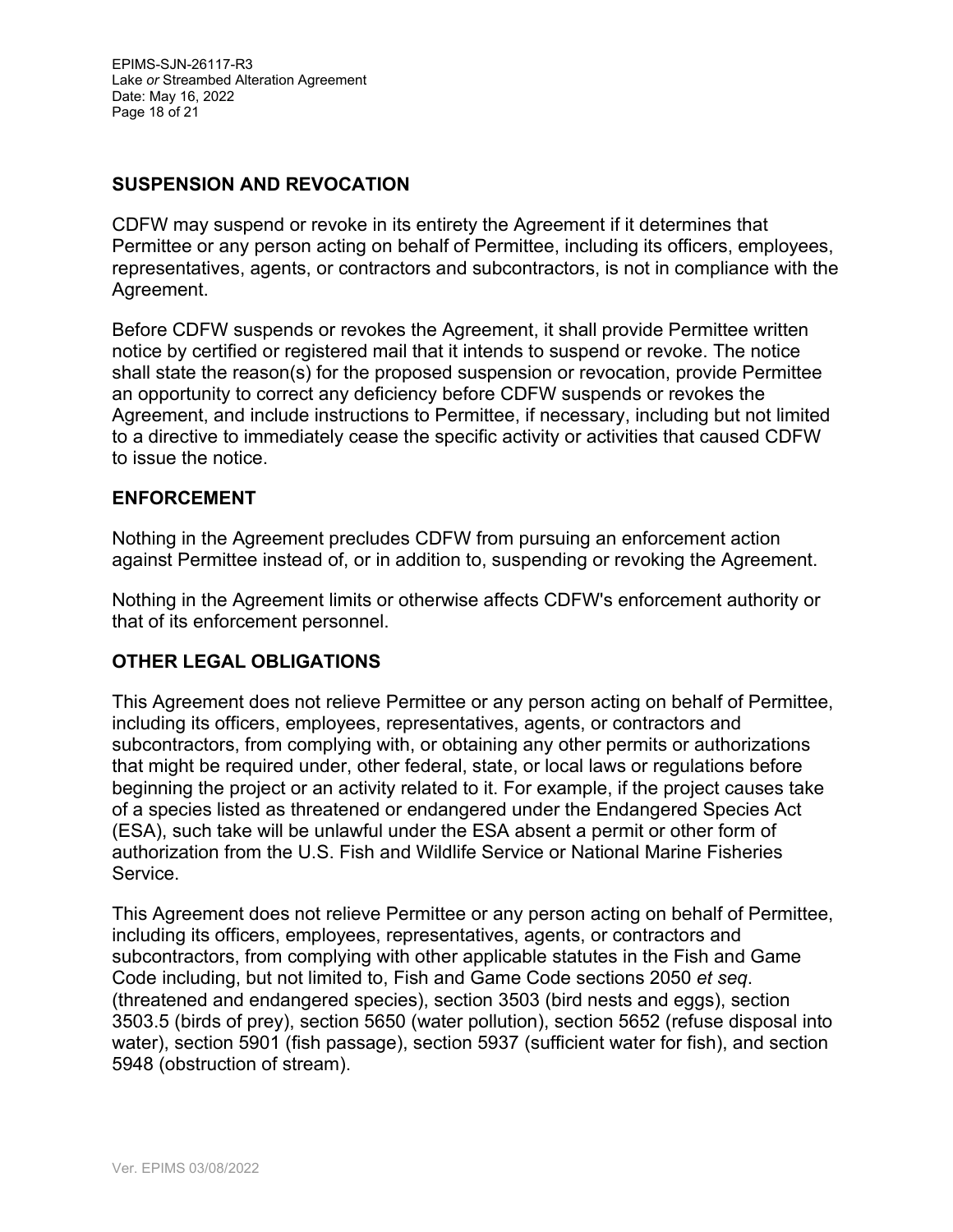## SUSPENSION AND REVOCATION

CDFW may suspend or revoke in its entirety the Agreement if it determines that Permittee or any person acting on behalf of Permittee, including its officers, employees, representatives, agents, or contractors and subcontractors, is not in compliance with the Agreement.

Before CDFW suspends or revokes the Agreement, it shall provide Permittee written notice by certified or registered mail that it intends to suspend or revoke. The notice shall state the reason(s) for the proposed suspension or revocation, provide Permittee an opportunity to correct any deficiency before CDFW suspends or revokes the Agreement, and include instructions to Permittee, if necessary, including but not limited to a directive to immediately cease the specific activity or activities that caused CDFW to issue the notice.

## ENFORCEMENT

Nothing in the Agreement precludes CDFW from pursuing an enforcement action against Permittee instead of, or in addition to, suspending or revoking the Agreement.

Nothing in the Agreement limits or otherwise affects CDFW's enforcement authority or that of its enforcement personnel.

## OTHER LEGAL OBLIGATIONS

This Agreement does not relieve Permittee or any person acting on behalf of Permittee, including its officers, employees, representatives, agents, or contractors and subcontractors, from complying with, or obtaining any other permits or authorizations that might be required under, other federal, state, or local laws or regulations before beginning the project or an activity related to it. For example, if the project causes take of a species listed as threatened or endangered under the Endangered Species Act (ESA), such take will be unlawful under the ESA absent a permit or other form of authorization from the U.S. Fish and Wildlife Service or National Marine Fisheries Service.

This Agreement does not relieve Permittee or any person acting on behalf of Permittee, including its officers, employees, representatives, agents, or contractors and subcontractors, from complying with other applicable statutes in the Fish and Game Code including, but not limited to, Fish and Game Code sections 2050 *et seq*. (threatened and endangered species), section 3503 (bird nests and eggs), section 3503.5 (birds of prey), section 5650 (water pollution), section 5652 (refuse disposal into water), section 5901 (fish passage), section 5937 (sufficient water for fish), and section 5948 (obstruction of stream).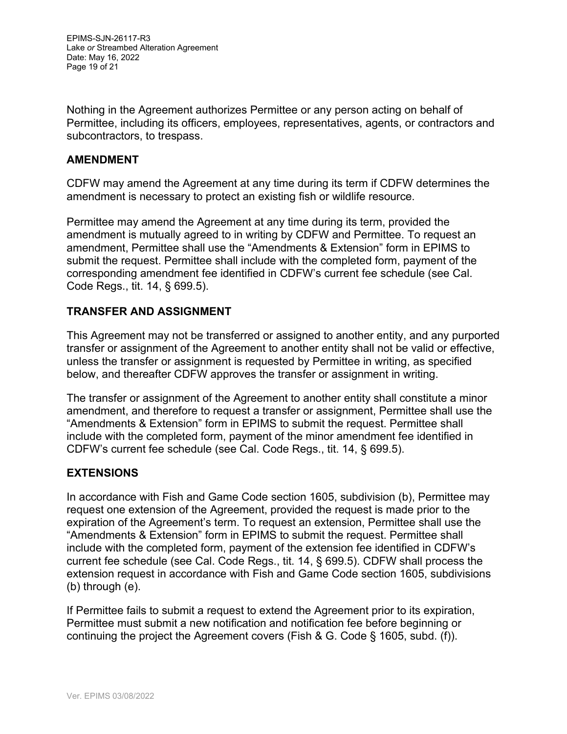Nothing in the Agreement authorizes Permittee or any person acting on behalf of Permittee, including its officers, employees, representatives, agents, or contractors and subcontractors, to trespass.

## AMENDMENT

CDFW may amend the Agreement at any time during its term if CDFW determines the amendment is necessary to protect an existing fish or wildlife resource.

Permittee may amend the Agreement at any time during its term, provided the amendment is mutually agreed to in writing by CDFW and Permittee. To request an amendment, Permittee shall use the "Amendments & Extension" form in EPIMS to submit the request. Permittee shall include with the completed form, payment of the corresponding amendment fee identified in CDFW's current fee schedule (see Cal. Code Regs., tit. 14, § 699.5).

## TRANSFER AND ASSIGNMENT

This Agreement may not be transferred or assigned to another entity, and any purported transfer or assignment of the Agreement to another entity shall not be valid or effective, unless the transfer or assignment is requested by Permittee in writing, as specified below, and thereafter CDFW approves the transfer or assignment in writing.

The transfer or assignment of the Agreement to another entity shall constitute a minor amendment, and therefore to request a transfer or assignment, Permittee shall use the "Amendments & Extension" form in EPIMS to submit the request. Permittee shall include with the completed form, payment of the minor amendment fee identified in CDFW's current fee schedule (see Cal. Code Regs., tit. 14, § 699.5).

## EXTENSIONS

In accordance with Fish and Game Code section 1605, subdivision (b), Permittee may request one extension of the Agreement, provided the request is made prior to the expiration of the Agreement's term. To request an extension, Permittee shall use the "Amendments & Extension" form in EPIMS to submit the request. Permittee shall include with the completed form, payment of the extension fee identified in CDFW's current fee schedule (see Cal. Code Regs., tit. 14, § 699.5). CDFW shall process the extension request in accordance with Fish and Game Code section 1605, subdivisions (b) through (e).

If Permittee fails to submit a request to extend the Agreement prior to its expiration, Permittee must submit a new notification and notification fee before beginning or continuing the project the Agreement covers (Fish & G. Code § 1605, subd. (f)).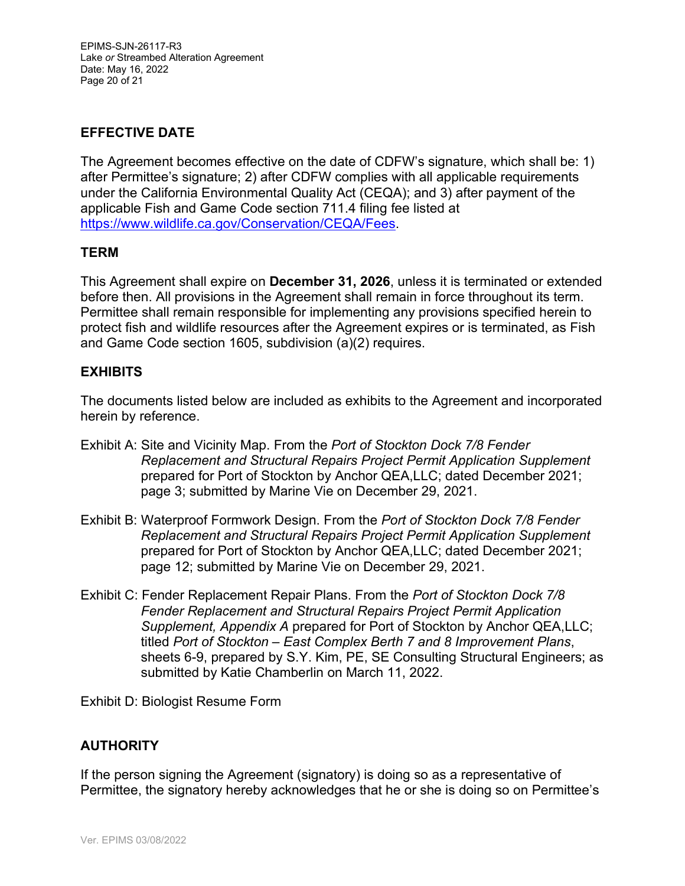## EFFECTIVE DATE

The Agreement becomes effective on the date of CDFW's signature, which shall be: 1) after Permittee's signature; 2) after CDFW complies with all applicable requirements under the California Environmental Quality Act (CEQA); and 3) after payment of the applicable Fish and Game Code section 711.4 filing fee listed at https://www.wildlife.ca.gov/Conservation/CEQA/Fees.

## TERM

This Agreement shall expire on **December 31, 2026**, unless it is terminated or extended before then. All provisions in the Agreement shall remain in force throughout its term. Permittee shall remain responsible for implementing any provisions specified herein to protect fish and wildlife resources after the Agreement expires or is terminated, as Fish and Game Code section 1605, subdivision (a)(2) requires.

## EXHIBITS

The documents listed below are included as exhibits to the Agreement and incorporated herein by reference.

Exhibit A: Site and Vicinity Map. From the *Port of Stockton Dock 7/8 Fender Replacement and Structural Repairs Project Permit Application Supplement* prepared for Port of Stockton by Anchor QEA,LLC; dated December 2021; page 3; submitted by Marine Vie on December 29, 2021.

Exhibit B: Waterproof Formwork Design. From the *Port of Stockton Dock 7/8 Fender Replacement and Structural Repairs Project Permit Application Supplement* prepared for Port of Stockton by Anchor QEA,LLC; dated December 2021; page 12; submitted by Marine Vie on December 29, 2021.

Exhibit C: Fender Replacement Repair Plans. From the *Port of Stockton Dock 7/8 Fender Replacement and Structural Repairs Project Permit Application Supplement, Appendix A* prepared for Port of Stockton by Anchor QEA,LLC; titled *Port of Stockton – East Complex Berth 7 and 8 Improvement Plans*, sheets 6-9, prepared by S.Y. Kim, PE, SE Consulting Structural Engineers; as submitted by Katie Chamberlin on March 11, 2022.

Exhibit D: Biologist Resume Form

## AUTHORITY

If the person signing the Agreement (signatory) is doing so as a representative of Permittee, the signatory hereby acknowledges that he or she is doing so on Permittee's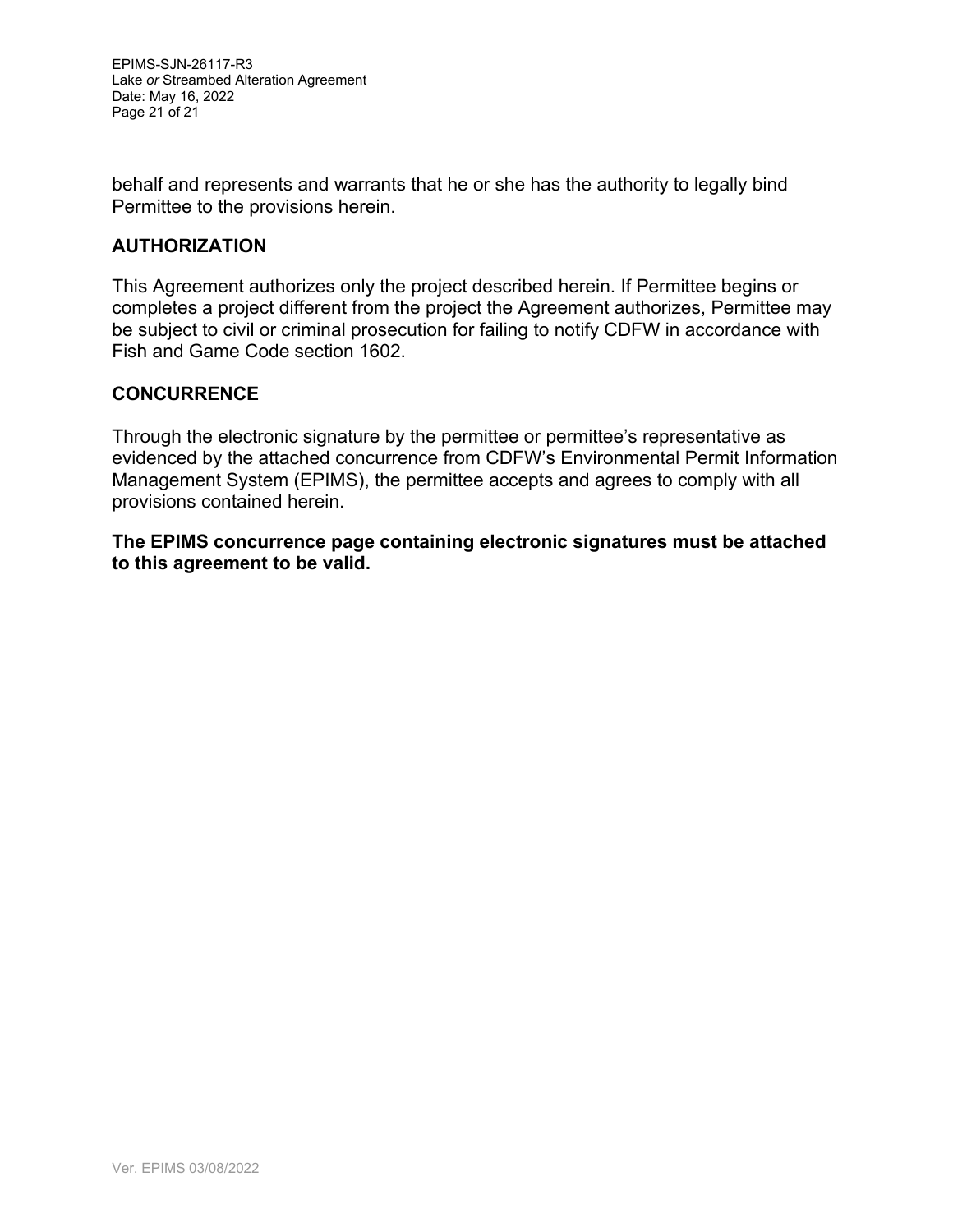behalf and represents and warrants that he or she has the authority to legally bind Permittee to the provisions herein.

## AUTHORIZATION

This Agreement authorizes only the project described herein. If Permittee begins or completes a project different from the project the Agreement authorizes, Permittee may be subject to civil or criminal prosecution for failing to notify CDFW in accordance with Fish and Game Code section 1602.

## CONCURRENCE

Through the electronic signature by the permittee or permittee's representative as evidenced by the attached concurrence from CDFW's Environmental Permit Information Management System (EPIMS), the permittee accepts and agrees to comply with all provisions contained herein.

**The EPIMS concurrence page containing electronic signatures must be attached to this agreement to be valid.**